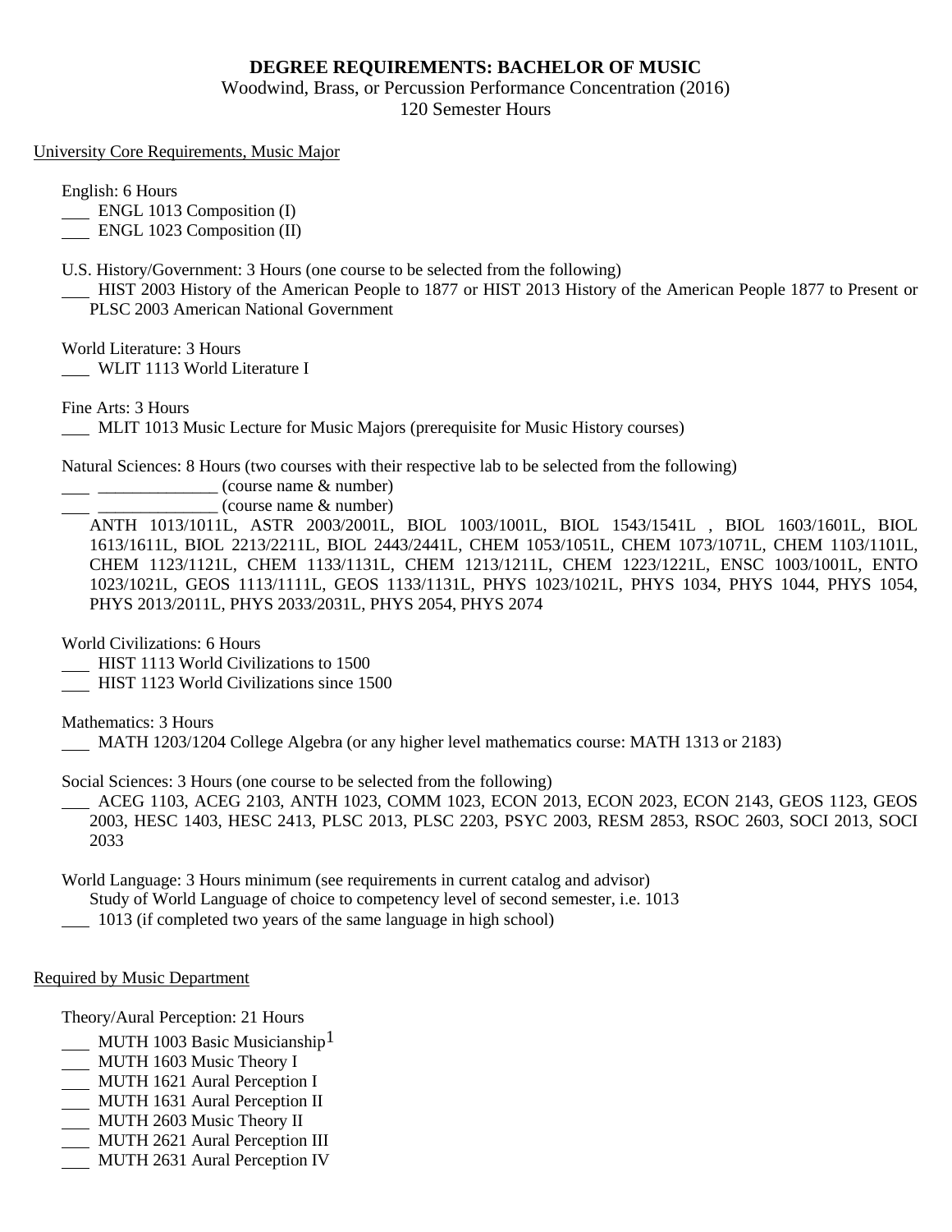# DEGREE REQUIREMENTS: BACHELOR OF MUSIC

Woodwind, Brass, or Percussion Performance Concentration (2016)
120 Semester Hours

## University Core Requirements, Music Major

English: 6 Hours

- ___ ENGL 1013 Composition (I)
- ___ ENGL 1023 Composition (II)

U.S. History/Government: 3 Hours (one course to be selected from the following)

- ___ HIST 2003 History of the American People to 1877 or HIST 2013 History of the American People 1877 to Present or PLSC 2003 American National Government

World Literature: 3 Hours

- ___ WLIT 1113 World Literature I

Fine Arts: 3 Hours

- ___ MLIT 1013 Music Lecture for Music Majors (prerequisite for Music History courses)

Natural Sciences: 8 Hours (two courses with their respective lab to be selected from the following)

- ___ ______________ (course name & number)
- ___ ______________ (course name & number)

ANTH 1013/1011L, ASTR 2003/2001L, BIOL 1003/1001L, BIOL 1543/1541L , BIOL 1603/1601L, BIOL 1613/1611L, BIOL 2213/2211L, BIOL 2443/2441L, CHEM 1053/1051L, CHEM 1073/1071L, CHEM 1103/1101L, CHEM 1123/1121L, CHEM 1133/1131L, CHEM 1213/1211L, CHEM 1223/1221L, ENSC 1003/1001L, ENTO 1023/1021L, GEOS 1113/1111L, GEOS 1133/1131L, PHYS 1023/1021L, PHYS 1034, PHYS 1044, PHYS 1054, PHYS 2013/2011L, PHYS 2033/2031L, PHYS 2054, PHYS 2074

World Civilizations: 6 Hours

- ___ HIST 1113 World Civilizations to 1500
- ___ HIST 1123 World Civilizations since 1500

Mathematics: 3 Hours

- ___ MATH 1203/1204 College Algebra (or any higher level mathematics course: MATH 1313 or 2183)

Social Sciences: 3 Hours (one course to be selected from the following)

- ___ ACEG 1103, ACEG 2103, ANTH 1023, COMM 1023, ECON 2013, ECON 2023, ECON 2143, GEOS 1123, GEOS 2003, HESC 1403, HESC 2413, PLSC 2013, PLSC 2203, PSYC 2003, RESM 2853, RSOC 2603, SOCI 2013, SOCI 2033

World Language: 3 Hours minimum (see requirements in current catalog and advisor)

Study of World Language of choice to competency level of second semester, i.e. 1013

- ___ 1013 (if completed two years of the same language in high school)

## Required by Music Department

Theory/Aural Perception: 21 Hours

- ___ MUTH 1003 Basic Musicianship[1]
- ___ MUTH 1603 Music Theory I
- ___ MUTH 1621 Aural Perception I
- ___ MUTH 1631 Aural Perception II
- ___ MUTH 2603 Music Theory II
- ___ MUTH 2621 Aural Perception III
- ___ MUTH 2631 Aural Perception IV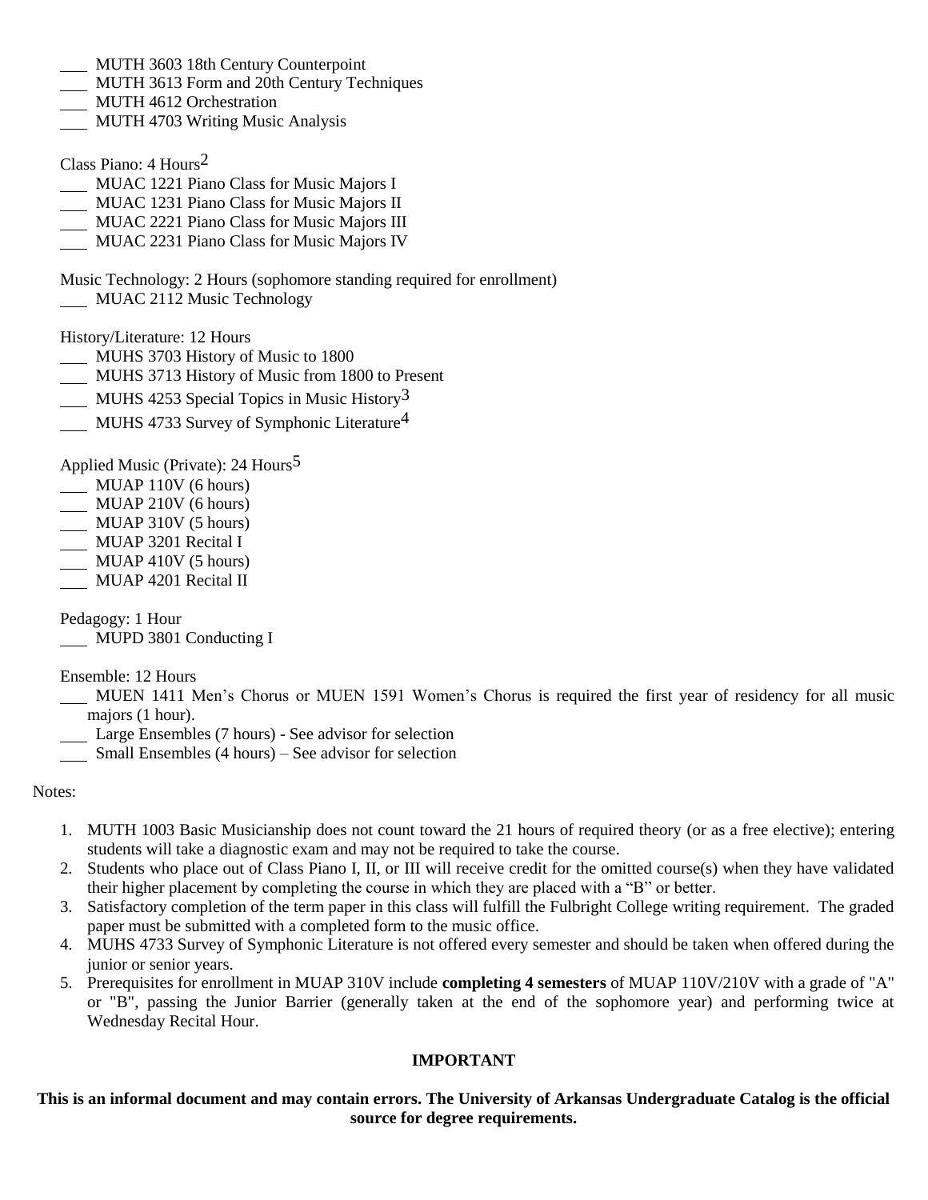___ MUTH 3603 18th Century Counterpoint
___ MUTH 3613 Form and 20th Century Techniques
___ MUTH 4612 Orchestration
___ MUTH 4703 Writing Music Analysis

Class Piano: 4 Hours[2]
___ MUAC 1221 Piano Class for Music Majors I
___ MUAC 1231 Piano Class for Music Majors II
___ MUAC 2221 Piano Class for Music Majors III
___ MUAC 2231 Piano Class for Music Majors IV

Music Technology: 2 Hours (sophomore standing required for enrollment)
___ MUAC 2112 Music Technology

History/Literature: 12 Hours
___ MUHS 3703 History of Music to 1800
___ MUHS 3713 History of Music from 1800 to Present
___ MUHS 4253 Special Topics in Music History[3]
___ MUHS 4733 Survey of Symphonic Literature[4]

Applied Music (Private): 24 Hours[5]
___ MUAP 110V (6 hours)
___ MUAP 210V (6 hours)
___ MUAP 310V (5 hours)
___ MUAP 3201 Recital I
___ MUAP 410V (5 hours)
___ MUAP 4201 Recital II

Pedagogy: 1 Hour
___ MUPD 3801 Conducting I

Ensemble: 12 Hours
___ MUEN 1411 Men's Chorus or MUEN 1591 Women's Chorus is required the first year of residency for all music majors (1 hour).
___ Large Ensembles (7 hours) - See advisor for selection
___ Small Ensembles (4 hours) – See advisor for selection

Notes:

1. MUTH 1003 Basic Musicianship does not count toward the 21 hours of required theory (or as a free elective); entering students will take a diagnostic exam and may not be required to take the course.
2. Students who place out of Class Piano I, II, or III will receive credit for the omitted course(s) when they have validated their higher placement by completing the course in which they are placed with a "B" or better.
3. Satisfactory completion of the term paper in this class will fulfill the Fulbright College writing requirement. The graded paper must be submitted with a completed form to the music office.
4. MUHS 4733 Survey of Symphonic Literature is not offered every semester and should be taken when offered during the junior or senior years.
5. Prerequisites for enrollment in MUAP 310V include **completing 4 semesters** of MUAP 110V/210V with a grade of "A" or "B", passing the Junior Barrier (generally taken at the end of the sophomore year) and performing twice at Wednesday Recital Hour.

**IMPORTANT**

**This is an informal document and may contain errors. The University of Arkansas Undergraduate Catalog is the official source for degree requirements.**